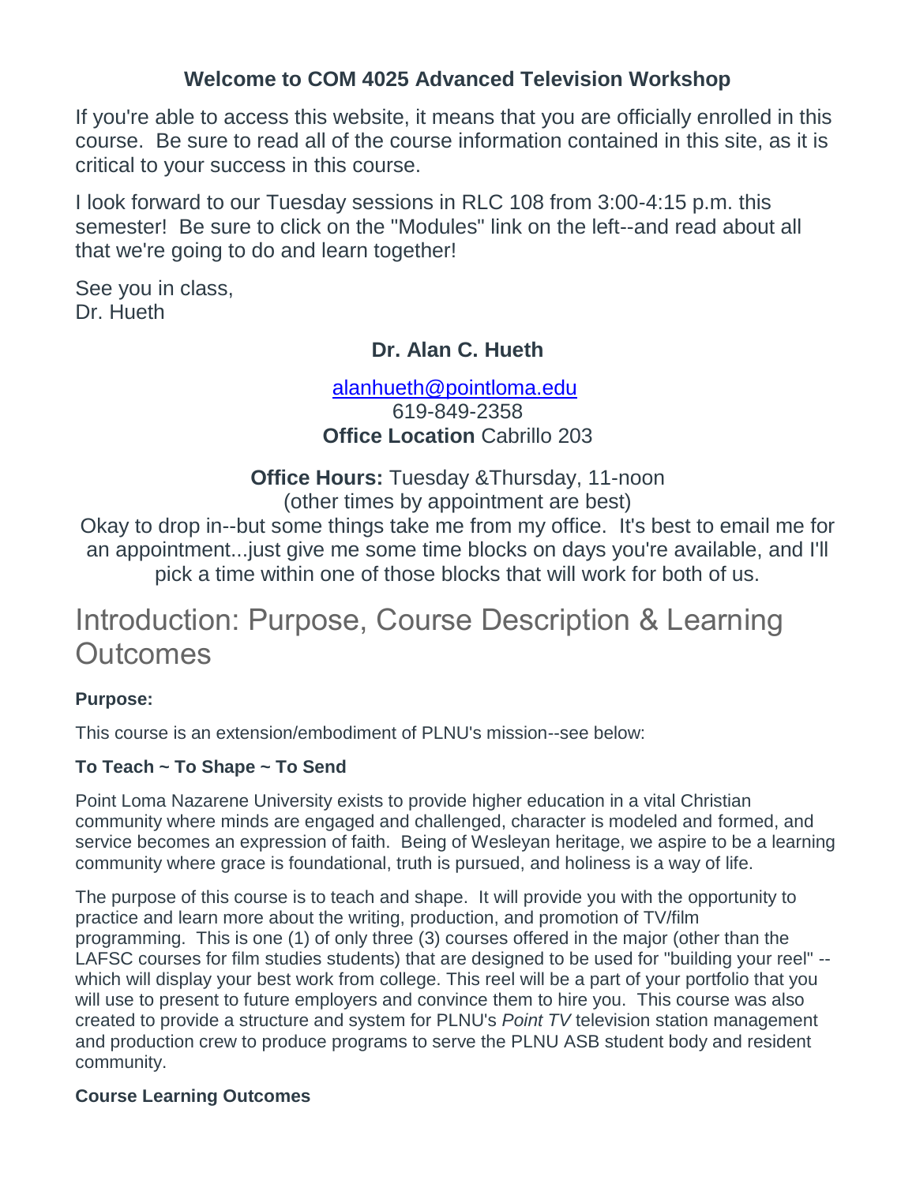## Welcome to COM 4025 Advanced Television Workshop

If you're able to access this website, it means that you are officially enrolled in this course. Be sure to read all of the course information contained in this site, as it is critical to your success in this course.

I look forward to our Tuesday sessions in RLC 108 from 3:00-4:15 p.m. this semester! Be sure to click on the "Modules" link on the left--and read about all that we're going to do and learn together!

See you in class,
Dr. Hueth

**Dr. Alan C. Hueth**

alanhueth@pointloma.edu
619-849-2358
**Office Location** Cabrillo 203

**Office Hours:** Tuesday &Thursday, 11-noon
(other times by appointment are best)
Okay to drop in--but some things take me from my office. It's best to email me for an appointment...just give me some time blocks on days you're available, and I'll pick a time within one of those blocks that will work for both of us.

# Introduction: Purpose, Course Description & Learning Outcomes

**Purpose:**

This course is an extension/embodiment of PLNU's mission--see below:

**To Teach ~ To Shape ~ To Send**

Point Loma Nazarene University exists to provide higher education in a vital Christian community where minds are engaged and challenged, character is modeled and formed, and service becomes an expression of faith. Being of Wesleyan heritage, we aspire to be a learning community where grace is foundational, truth is pursued, and holiness is a way of life.

The purpose of this course is to teach and shape. It will provide you with the opportunity to practice and learn more about the writing, production, and promotion of TV/film programming. This is one (1) of only three (3) courses offered in the major (other than the LAFSC courses for film studies students) that are designed to be used for "building your reel" --which will display your best work from college. This reel will be a part of your portfolio that you will use to present to future employers and convince them to hire you. This course was also created to provide a structure and system for PLNU's *Point TV* television station management and production crew to produce programs to serve the PLNU ASB student body and resident community.

**Course Learning Outcomes**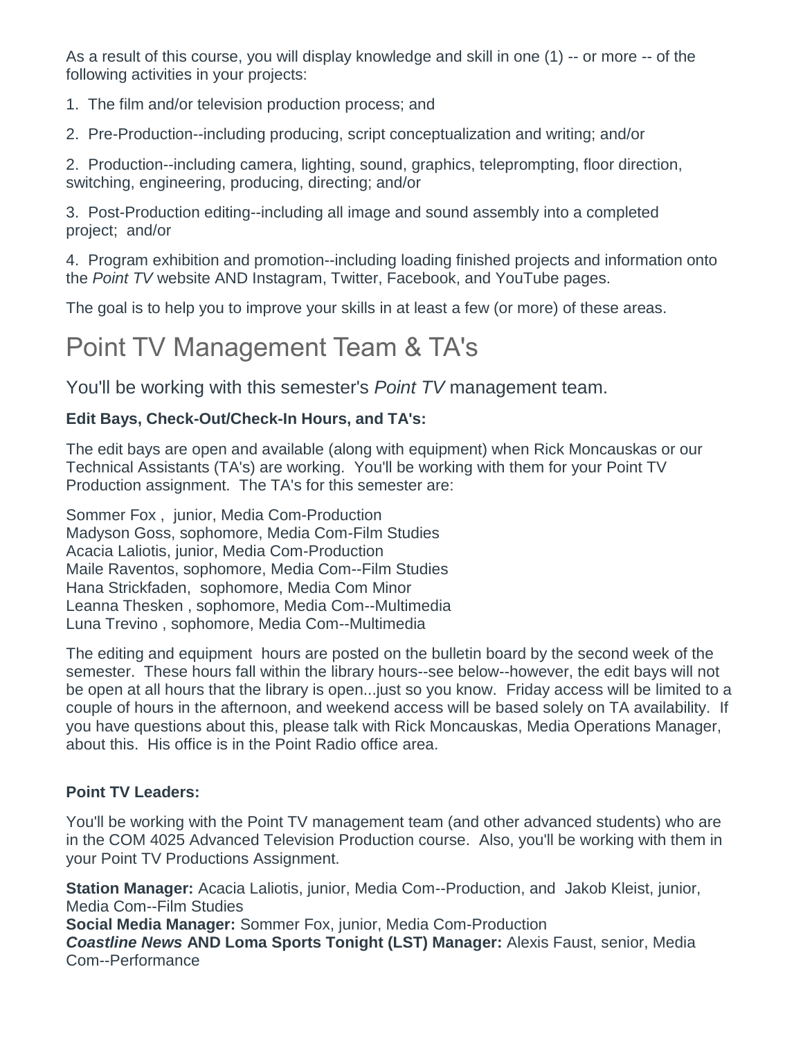As a result of this course, you will display knowledge and skill in one (1) -- or more -- of the following activities in your projects:

1. The film and/or television production process; and

2. Pre-Production--including producing, script conceptualization and writing; and/or

2. Production--including camera, lighting, sound, graphics, teleprompting, floor direction, switching, engineering, producing, directing; and/or

3. Post-Production editing--including all image and sound assembly into a completed project; and/or

4. Program exhibition and promotion--including loading finished projects and information onto the *Point TV* website AND Instagram, Twitter, Facebook, and YouTube pages.

The goal is to help you to improve your skills in at least a few (or more) of these areas.

# Point TV Management Team & TA's

## You'll be working with this semester's *Point TV* management team.

**Edit Bays, Check-Out/Check-In Hours, and TA's:**

The edit bays are open and available (along with equipment) when Rick Moncauskas or our Technical Assistants (TA's) are working. You'll be working with them for your Point TV Production assignment. The TA's for this semester are:

Sommer Fox , junior, Media Com-Production
Madyson Goss, sophomore, Media Com-Film Studies
Acacia Laliotis, junior, Media Com-Production
Maile Raventos, sophomore, Media Com--Film Studies
Hana Strickfaden, sophomore, Media Com Minor
Leanna Thesken , sophomore, Media Com--Multimedia
Luna Trevino , sophomore, Media Com--Multimedia

The editing and equipment hours are posted on the bulletin board by the second week of the semester. These hours fall within the library hours--see below--however, the edit bays will not be open at all hours that the library is open...just so you know. Friday access will be limited to a couple of hours in the afternoon, and weekend access will be based solely on TA availability. If you have questions about this, please talk with Rick Moncauskas, Media Operations Manager, about this. His office is in the Point Radio office area.

**Point TV Leaders:**

You'll be working with the Point TV management team (and other advanced students) who are in the COM 4025 Advanced Television Production course. Also, you'll be working with them in your Point TV Productions Assignment.

**Station Manager:** Acacia Laliotis, junior, Media Com--Production, and Jakob Kleist, junior, Media Com--Film Studies
**Social Media Manager:** Sommer Fox, junior, Media Com-Production
***Coastline News* AND Loma Sports Tonight (LST) Manager:** Alexis Faust, senior, Media Com--Performance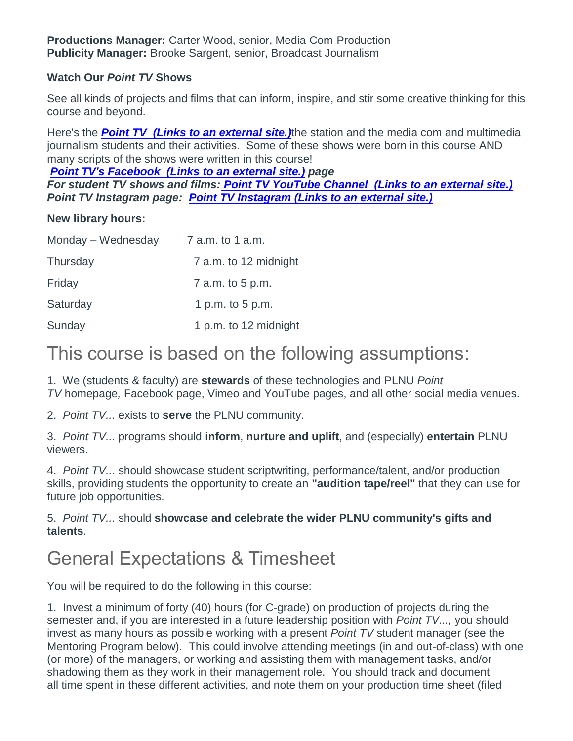**Productions Manager:** Carter Wood, senior, Media Com-Production
**Publicity Manager:** Brooke Sargent, senior, Broadcast Journalism

**Watch Our *Point TV* Shows**

See all kinds of projects and films that can inform, inspire, and stir some creative thinking for this course and beyond.

Here's the ***Point TV (Links to an external site.)***the station and the media com and multimedia journalism students and their activities. Some of these shows were born in this course AND many scripts of the shows were written in this course!
***Point TV's Facebook (Links to an external site.) page***
***For student TV shows and films: Point TV YouTube Channel (Links to an external site.)***
***Point TV Instagram page: Point TV Instagram (Links to an external site.)***

**New library hours:**

| | |
|---|---|
| Monday – Wednesday | 7 a.m. to 1 a.m. |
| Thursday | 7 a.m. to 12 midnight |
| Friday | 7 a.m. to 5 p.m. |
| Saturday | 1 p.m. to 5 p.m. |
| Sunday | 1 p.m. to 12 midnight |

# This course is based on the following assumptions:

1. We (students & faculty) are **stewards** of these technologies and PLNU *Point TV* homepage*,* Facebook page, Vimeo and YouTube pages, and all other social media venues.

2. *Point TV...* exists to **serve** the PLNU community.

3. *Point TV...* programs should **inform**, **nurture and uplift**, and (especially) **entertain** PLNU viewers.

4. *Point TV...* should showcase student scriptwriting, performance/talent, and/or production skills, providing students the opportunity to create an **"audition tape/reel"** that they can use for future job opportunities.

5. *Point TV...* should **showcase and celebrate the wider PLNU community's gifts and talents**.

# General Expectations & Timesheet

You will be required to do the following in this course:

1. Invest a minimum of forty (40) hours (for C-grade) on production of projects during the semester and, if you are interested in a future leadership position with *Point TV...,* you should invest as many hours as possible working with a present *Point TV* student manager (see the Mentoring Program below). This could involve attending meetings (in and out-of-class) with one (or more) of the managers, or working and assisting them with management tasks, and/or shadowing them as they work in their management role. You should track and document all time spent in these different activities, and note them on your production time sheet (filed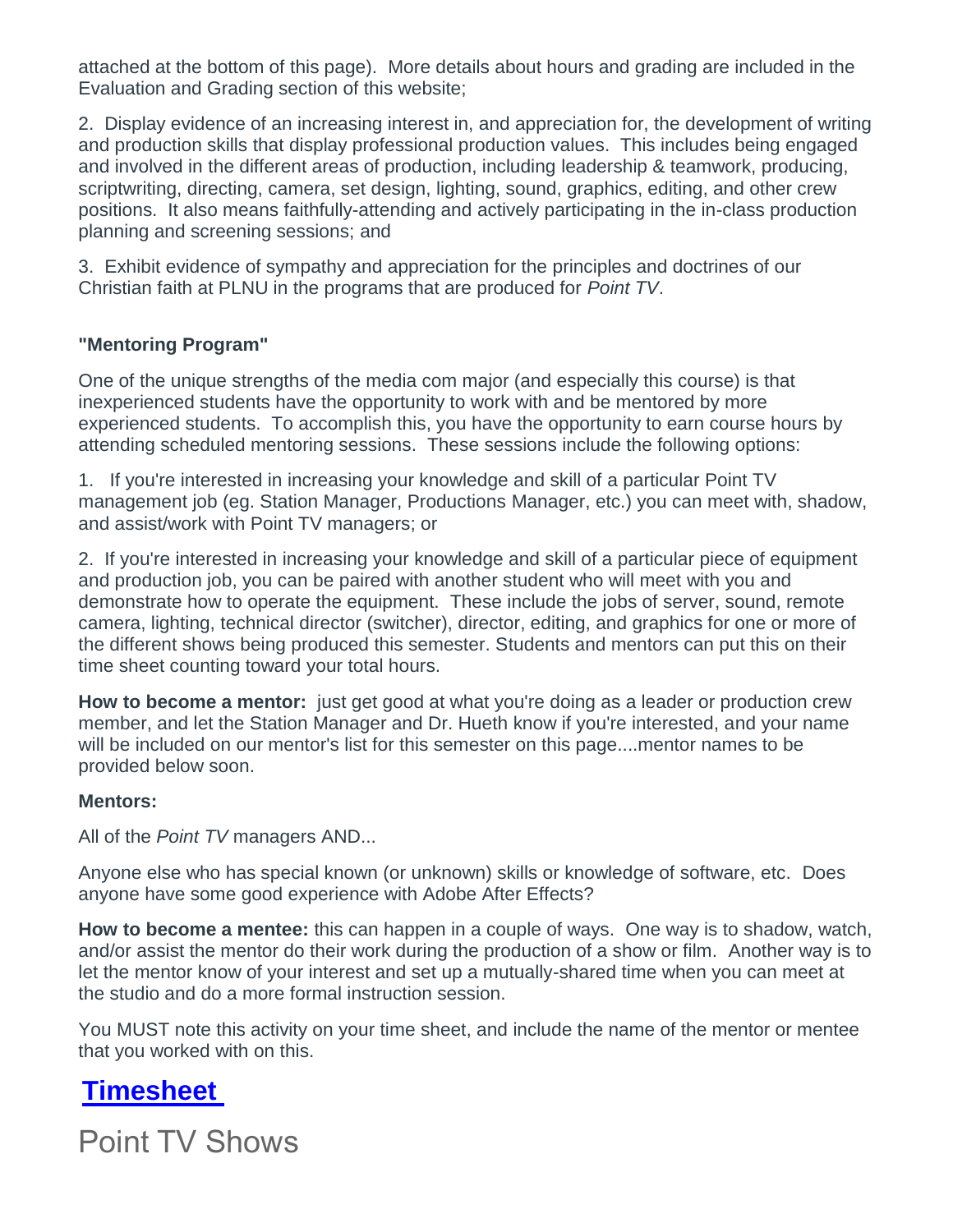attached at the bottom of this page). More details about hours and grading are included in the Evaluation and Grading section of this website;

2. Display evidence of an increasing interest in, and appreciation for, the development of writing and production skills that display professional production values. This includes being engaged and involved in the different areas of production, including leadership & teamwork, producing, scriptwriting, directing, camera, set design, lighting, sound, graphics, editing, and other crew positions. It also means faithfully-attending and actively participating in the in-class production planning and screening sessions; and

3. Exhibit evidence of sympathy and appreciation for the principles and doctrines of our Christian faith at PLNU in the programs that are produced for *Point TV*.

**"Mentoring Program"**

One of the unique strengths of the media com major (and especially this course) is that inexperienced students have the opportunity to work with and be mentored by more experienced students. To accomplish this, you have the opportunity to earn course hours by attending scheduled mentoring sessions. These sessions include the following options:

1. If you're interested in increasing your knowledge and skill of a particular Point TV management job (eg. Station Manager, Productions Manager, etc.) you can meet with, shadow, and assist/work with Point TV managers; or

2. If you're interested in increasing your knowledge and skill of a particular piece of equipment and production job, you can be paired with another student who will meet with you and demonstrate how to operate the equipment. These include the jobs of server, sound, remote camera, lighting, technical director (switcher), director, editing, and graphics for one or more of the different shows being produced this semester. Students and mentors can put this on their time sheet counting toward your total hours.

**How to become a mentor:** just get good at what you're doing as a leader or production crew member, and let the Station Manager and Dr. Hueth know if you're interested, and your name will be included on our mentor's list for this semester on this page....mentor names to be provided below soon.

**Mentors:**

All of the *Point TV* managers AND...

Anyone else who has special known (or unknown) skills or knowledge of software, etc. Does anyone have some good experience with Adobe After Effects?

**How to become a mentee:** this can happen in a couple of ways. One way is to shadow, watch, and/or assist the mentor do their work during the production of a show or film. Another way is to let the mentor know of your interest and set up a mutually-shared time when you can meet at the studio and do a more formal instruction session.

You MUST note this activity on your time sheet, and include the name of the mentor or mentee that you worked with on this.

## Timesheet

# Point TV Shows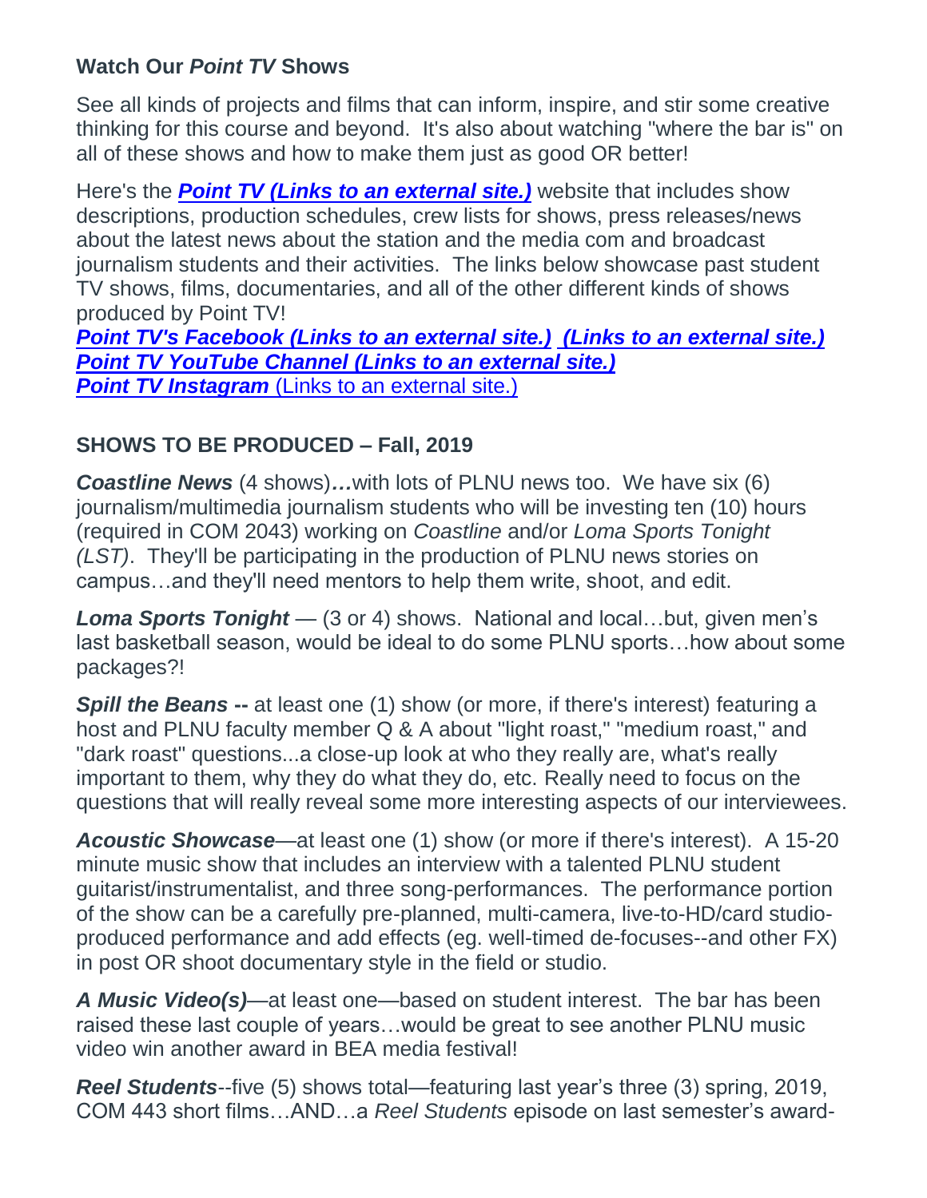**Watch Our *Point TV* Shows**

See all kinds of projects and films that can inform, inspire, and stir some creative thinking for this course and beyond. It's also about watching "where the bar is" on all of these shows and how to make them just as good OR better!

Here's the ***Point TV (Links to an external site.)*** website that includes show descriptions, production schedules, crew lists for shows, press releases/news about the latest news about the station and the media com and broadcast journalism students and their activities. The links below showcase past student TV shows, films, documentaries, and all of the other different kinds of shows produced by Point TV!

***Point TV's Facebook (Links to an external site.) (Links to an external site.)***
***Point TV YouTube Channel (Links to an external site.)***
***Point TV Instagram*** (Links to an external site.)

**SHOWS TO BE PRODUCED – Fall, 2019**

***Coastline News*** (4 shows)***…***with lots of PLNU news too. We have six (6) journalism/multimedia journalism students who will be investing ten (10) hours (required in COM 2043) working on *Coastline* and/or *Loma Sports Tonight (LST)*. They'll be participating in the production of PLNU news stories on campus…and they'll need mentors to help them write, shoot, and edit.

***Loma Sports Tonight*** — (3 or 4) shows. National and local…but, given men's last basketball season, would be ideal to do some PLNU sports…how about some packages?!

***Spill the Beans* --** at least one (1) show (or more, if there's interest) featuring a host and PLNU faculty member Q & A about "light roast," "medium roast," and "dark roast" questions...a close-up look at who they really are, what's really important to them, why they do what they do, etc. Really need to focus on the questions that will really reveal some more interesting aspects of our interviewees.

***Acoustic Showcase***—at least one (1) show (or more if there's interest). A 15-20 minute music show that includes an interview with a talented PLNU student guitarist/instrumentalist, and three song-performances. The performance portion of the show can be a carefully pre-planned, multi-camera, live-to-HD/card studio-produced performance and add effects (eg. well-timed de-focuses--and other FX) in post OR shoot documentary style in the field or studio.

***A Music Video(s)***—at least one—based on student interest. The bar has been raised these last couple of years…would be great to see another PLNU music video win another award in BEA media festival!

***Reel Students***--five (5) shows total—featuring last year's three (3) spring, 2019, COM 443 short films…AND…a *Reel Students* episode on last semester's award-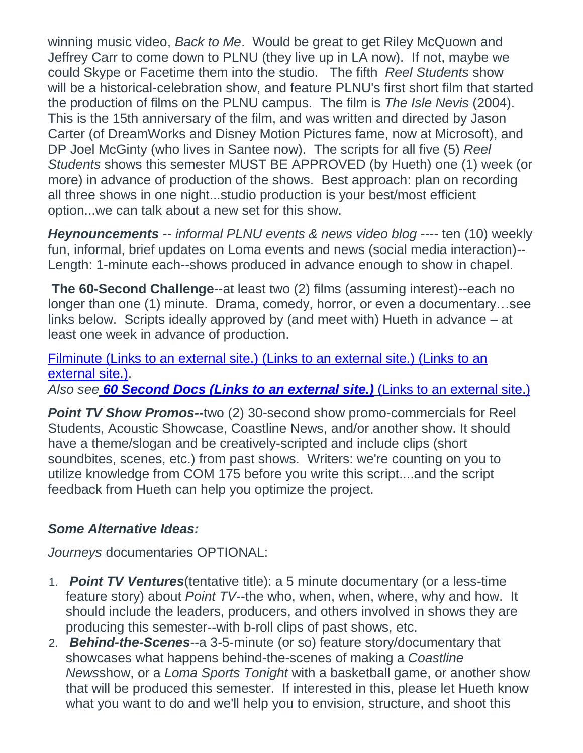winning music video, *Back to Me*. Would be great to get Riley McQuown and Jeffrey Carr to come down to PLNU (they live up in LA now). If not, maybe we could Skype or Facetime them into the studio. The fifth *Reel Students* show will be a historical-celebration show, and feature PLNU's first short film that started the production of films on the PLNU campus. The film is *The Isle Nevis* (2004). This is the 15th anniversary of the film, and was written and directed by Jason Carter (of DreamWorks and Disney Motion Pictures fame, now at Microsoft), and DP Joel McGinty (who lives in Santee now). The scripts for all five (5) *Reel Students* shows this semester MUST BE APPROVED (by Hueth) one (1) week (or more) in advance of production of the shows. Best approach: plan on recording all three shows in one night...studio production is your best/most efficient option...we can talk about a new set for this show.

***Heynouncements*** -- *informal PLNU events & news video blog* ---- ten (10) weekly fun, informal, brief updates on Loma events and news (social media interaction)--Length: 1-minute each--shows produced in advance enough to show in chapel.

**The 60-Second Challenge**--at least two (2) films (assuming interest)--each no longer than one (1) minute. Drama, comedy, horror, or even a documentary…see links below. Scripts ideally approved by (and meet with) Hueth in advance – at least one week in advance of production.

Filminute (Links to an external site.) (Links to an external site.) (Links to an external site.).
*Also see* ***60 Second Docs (Links to an external site.)*** (Links to an external site.)

***Point TV Show Promos--***two (2) 30-second show promo-commercials for Reel Students, Acoustic Showcase, Coastline News, and/or another show. It should have a theme/slogan and be creatively-scripted and include clips (short soundbites, scenes, etc.) from past shows. Writers: we're counting on you to utilize knowledge from COM 175 before you write this script....and the script feedback from Hueth can help you optimize the project.

### *Some Alternative Ideas:*

*Journeys* documentaries OPTIONAL:

1. ***Point TV Ventures***(tentative title): a 5 minute documentary (or a less-time feature story) about *Point TV*--the who, when, when, where, why and how. It should include the leaders, producers, and others involved in shows they are producing this semester--with b-roll clips of past shows, etc.
2. ***Behind-the-Scenes***--a 3-5-minute (or so) feature story/documentary that showcases what happens behind-the-scenes of making a *Coastline News*show, or a *Loma Sports Tonight* with a basketball game, or another show that will be produced this semester. If interested in this, please let Hueth know what you want to do and we'll help you to envision, structure, and shoot this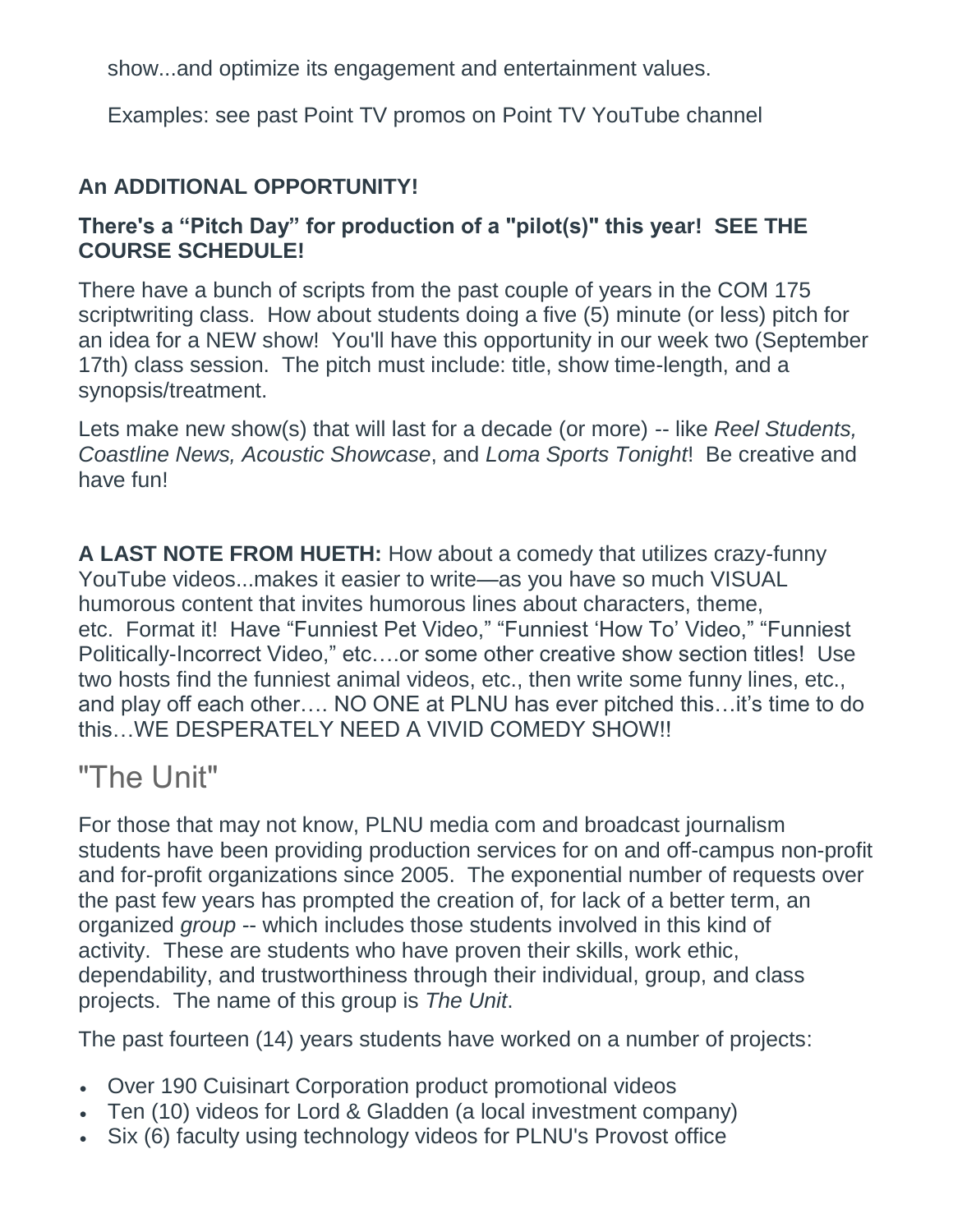show...and optimize its engagement and entertainment values.

Examples: see past Point TV promos on Point TV YouTube channel

**An ADDITIONAL OPPORTUNITY!**

**There's a "Pitch Day" for production of a "pilot(s)" this year! SEE THE COURSE SCHEDULE!**

There have a bunch of scripts from the past couple of years in the COM 175 scriptwriting class. How about students doing a five (5) minute (or less) pitch for an idea for a NEW show! You'll have this opportunity in our week two (September 17th) class session. The pitch must include: title, show time-length, and a synopsis/treatment.

Lets make new show(s) that will last for a decade (or more) -- like *Reel Students, Coastline News, Acoustic Showcase*, and *Loma Sports Tonight*! Be creative and have fun!

**A LAST NOTE FROM HUETH:** How about a comedy that utilizes crazy-funny YouTube videos...makes it easier to write—as you have so much VISUAL humorous content that invites humorous lines about characters, theme, etc. Format it! Have "Funniest Pet Video," "Funniest 'How To' Video," "Funniest Politically-Incorrect Video," etc….or some other creative show section titles! Use two hosts find the funniest animal videos, etc., then write some funny lines, etc., and play off each other…. NO ONE at PLNU has ever pitched this…it's time to do this…WE DESPERATELY NEED A VIVID COMEDY SHOW!!

## "The Unit"

For those that may not know, PLNU media com and broadcast journalism students have been providing production services for on and off-campus non-profit and for-profit organizations since 2005. The exponential number of requests over the past few years has prompted the creation of, for lack of a better term, an organized *group* -- which includes those students involved in this kind of activity. These are students who have proven their skills, work ethic, dependability, and trustworthiness through their individual, group, and class projects. The name of this group is *The Unit*.

The past fourteen (14) years students have worked on a number of projects:

- Over 190 Cuisinart Corporation product promotional videos
- Ten (10) videos for Lord & Gladden (a local investment company)
- Six (6) faculty using technology videos for PLNU's Provost office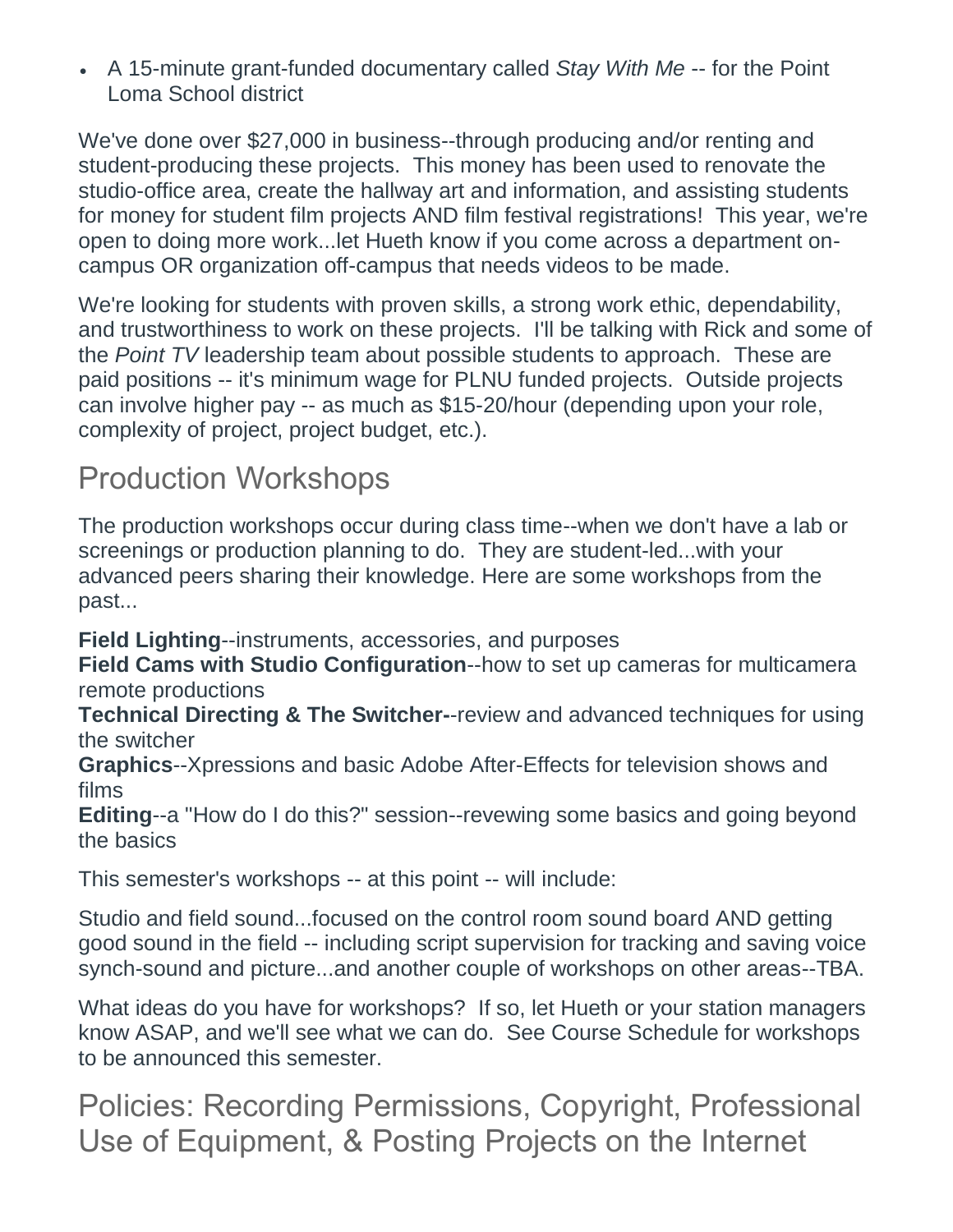- A 15-minute grant-funded documentary called *Stay With Me* -- for the Point Loma School district

We've done over $27,000 in business--through producing and/or renting and student-producing these projects. This money has been used to renovate the studio-office area, create the hallway art and information, and assisting students for money for student film projects AND film festival registrations! This year, we're open to doing more work...let Hueth know if you come across a department on-campus OR organization off-campus that needs videos to be made.

We're looking for students with proven skills, a strong work ethic, dependability, and trustworthiness to work on these projects. I'll be talking with Rick and some of the *Point TV* leadership team about possible students to approach. These are paid positions -- it's minimum wage for PLNU funded projects. Outside projects can involve higher pay -- as much as $15-20/hour (depending upon your role, complexity of project, project budget, etc.).

## Production Workshops

The production workshops occur during class time--when we don't have a lab or screenings or production planning to do. They are student-led...with your advanced peers sharing their knowledge. Here are some workshops from the past...

**Field Lighting**--instruments, accessories, and purposes
**Field Cams with Studio Configuration**--how to set up cameras for multicamera remote productions
**Technical Directing & The Switcher-**-review and advanced techniques for using the switcher
**Graphics**--Xpressions and basic Adobe After-Effects for television shows and films
**Editing**--a "How do I do this?" session--revewing some basics and going beyond the basics

This semester's workshops -- at this point -- will include:

Studio and field sound...focused on the control room sound board AND getting good sound in the field -- including script supervision for tracking and saving voice synch-sound and picture...and another couple of workshops on other areas--TBA.

What ideas do you have for workshops? If so, let Hueth or your station managers know ASAP, and we'll see what we can do. See Course Schedule for workshops to be announced this semester.

## Policies: Recording Permissions, Copyright, Professional Use of Equipment, & Posting Projects on the Internet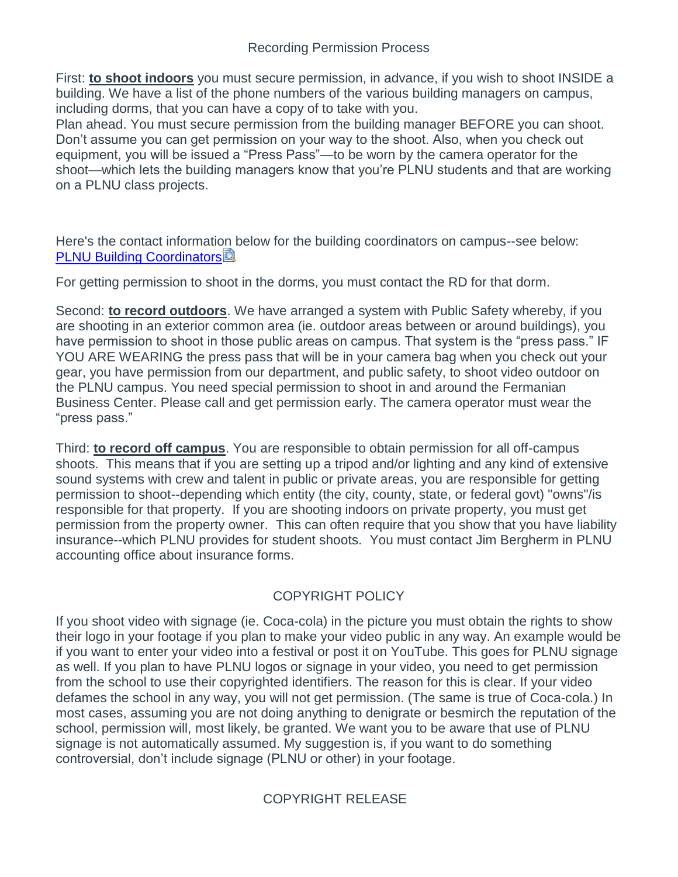## Recording Permission Process

First: **to shoot indoors** you must secure permission, in advance, if you wish to shoot INSIDE a building. We have a list of the phone numbers of the various building managers on campus, including dorms, that you can have a copy of to take with you.
Plan ahead. You must secure permission from the building manager BEFORE you can shoot. Don't assume you can get permission on your way to the shoot. Also, when you check out equipment, you will be issued a "Press Pass"—to be worn by the camera operator for the shoot—which lets the building managers know that you're PLNU students and that are working on a PLNU class projects.

Here's the contact information below for the building coordinators on campus--see below: PLNU Building Coordinators

For getting permission to shoot in the dorms, you must contact the RD for that dorm.

Second: **to record outdoors**. We have arranged a system with Public Safety whereby, if you are shooting in an exterior common area (ie. outdoor areas between or around buildings), you have permission to shoot in those public areas on campus. That system is the "press pass." IF YOU ARE WEARING the press pass that will be in your camera bag when you check out your gear, you have permission from our department, and public safety, to shoot video outdoor on the PLNU campus. You need special permission to shoot in and around the Fermanian Business Center. Please call and get permission early. The camera operator must wear the "press pass."

Third: **to record off campus**. You are responsible to obtain permission for all off-campus shoots. This means that if you are setting up a tripod and/or lighting and any kind of extensive sound systems with crew and talent in public or private areas, you are responsible for getting permission to shoot--depending which entity (the city, county, state, or federal govt) "owns"/is responsible for that property. If you are shooting indoors on private property, you must get permission from the property owner. This can often require that you show that you have liability insurance--which PLNU provides for student shoots. You must contact Jim Bergherm in PLNU accounting office about insurance forms.

## COPYRIGHT POLICY

If you shoot video with signage (ie. Coca-cola) in the picture you must obtain the rights to show their logo in your footage if you plan to make your video public in any way. An example would be if you want to enter your video into a festival or post it on YouTube. This goes for PLNU signage as well. If you plan to have PLNU logos or signage in your video, you need to get permission from the school to use their copyrighted identifiers. The reason for this is clear. If your video defames the school in any way, you will not get permission. (The same is true of Coca-cola.) In most cases, assuming you are not doing anything to denigrate or besmirch the reputation of the school, permission will, most likely, be granted. We want you to be aware that use of PLNU signage is not automatically assumed. My suggestion is, if you want to do something controversial, don't include signage (PLNU or other) in your footage.

## COPYRIGHT RELEASE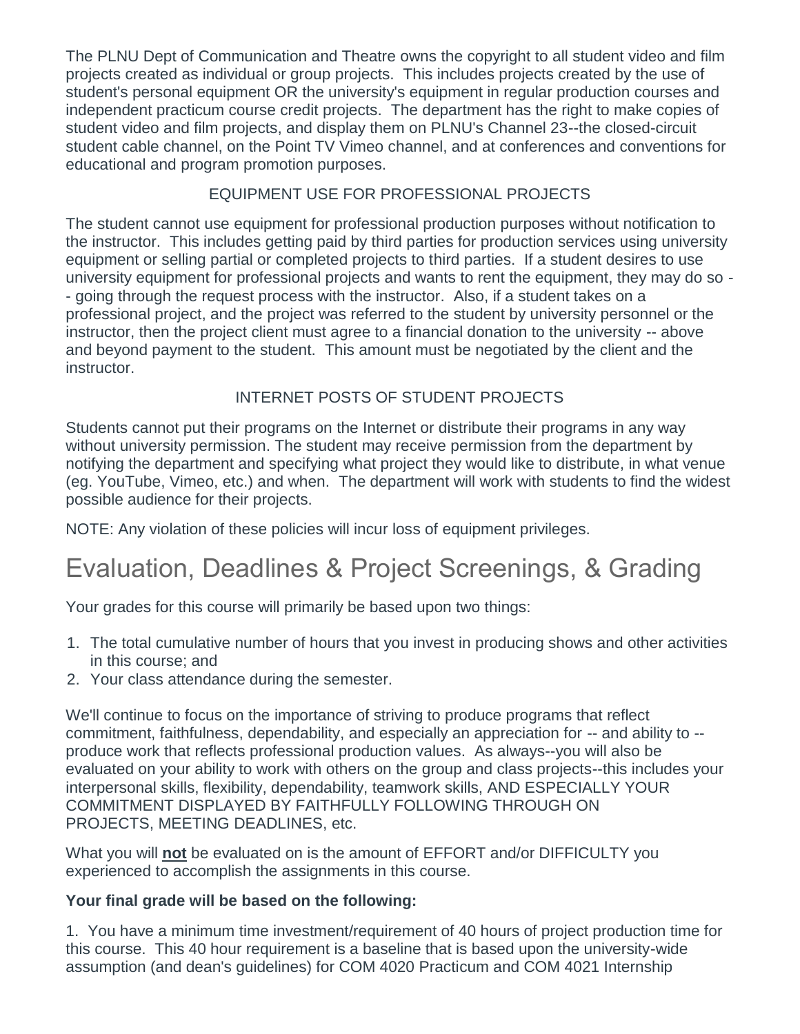The PLNU Dept of Communication and Theatre owns the copyright to all student video and film projects created as individual or group projects. This includes projects created by the use of student's personal equipment OR the university's equipment in regular production courses and independent practicum course credit projects. The department has the right to make copies of student video and film projects, and display them on PLNU's Channel 23--the closed-circuit student cable channel, on the Point TV Vimeo channel, and at conferences and conventions for educational and program promotion purposes.

### EQUIPMENT USE FOR PROFESSIONAL PROJECTS

The student cannot use equipment for professional production purposes without notification to the instructor. This includes getting paid by third parties for production services using university equipment or selling partial or completed projects to third parties. If a student desires to use university equipment for professional projects and wants to rent the equipment, they may do so -- going through the request process with the instructor. Also, if a student takes on a professional project, and the project was referred to the student by university personnel or the instructor, then the project client must agree to a financial donation to the university -- above and beyond payment to the student. This amount must be negotiated by the client and the instructor.

### INTERNET POSTS OF STUDENT PROJECTS

Students cannot put their programs on the Internet or distribute their programs in any way without university permission. The student may receive permission from the department by notifying the department and specifying what project they would like to distribute, in what venue (eg. YouTube, Vimeo, etc.) and when. The department will work with students to find the widest possible audience for their projects.

NOTE: Any violation of these policies will incur loss of equipment privileges.

## Evaluation, Deadlines & Project Screenings, & Grading

Your grades for this course will primarily be based upon two things:

1. The total cumulative number of hours that you invest in producing shows and other activities in this course; and
2. Your class attendance during the semester.

We'll continue to focus on the importance of striving to produce programs that reflect commitment, faithfulness, dependability, and especially an appreciation for -- and ability to -- produce work that reflects professional production values. As always--you will also be evaluated on your ability to work with others on the group and class projects--this includes your interpersonal skills, flexibility, dependability, teamwork skills, AND ESPECIALLY YOUR COMMITMENT DISPLAYED BY FAITHFULLY FOLLOWING THROUGH ON PROJECTS, MEETING DEADLINES, etc.

What you will **not** be evaluated on is the amount of EFFORT and/or DIFFICULTY you experienced to accomplish the assignments in this course.

**Your final grade will be based on the following:**

1. You have a minimum time investment/requirement of 40 hours of project production time for this course. This 40 hour requirement is a baseline that is based upon the university-wide assumption (and dean's guidelines) for COM 4020 Practicum and COM 4021 Internship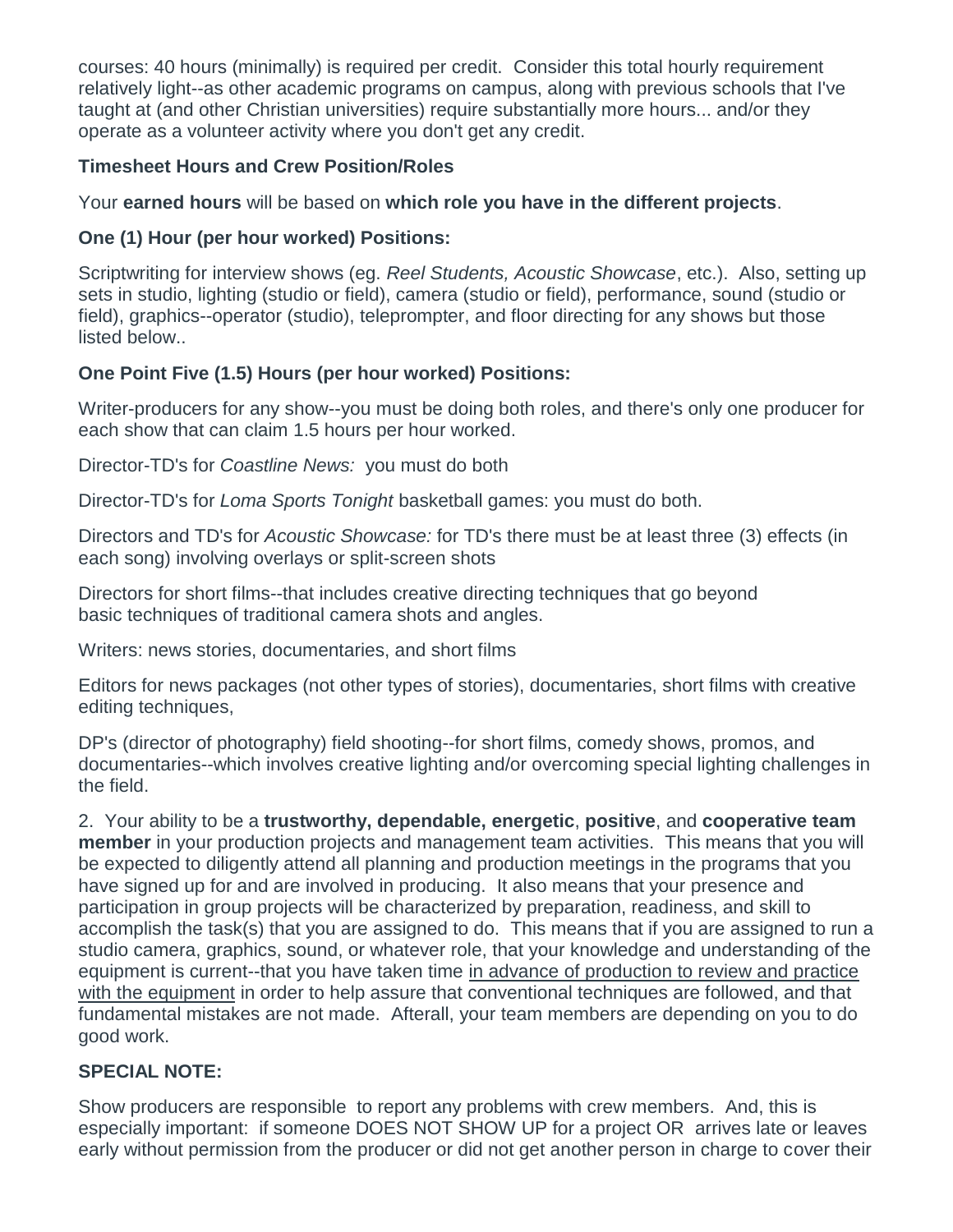courses: 40 hours (minimally) is required per credit. Consider this total hourly requirement relatively light--as other academic programs on campus, along with previous schools that I've taught at (and other Christian universities) require substantially more hours... and/or they operate as a volunteer activity where you don't get any credit.

**Timesheet Hours and Crew Position/Roles**

Your **earned hours** will be based on **which role you have in the different projects**.

**One (1) Hour (per hour worked) Positions:**

Scriptwriting for interview shows (eg. *Reel Students, Acoustic Showcase*, etc.). Also, setting up sets in studio, lighting (studio or field), camera (studio or field), performance, sound (studio or field), graphics--operator (studio), teleprompter, and floor directing for any shows but those listed below..

**One Point Five (1.5) Hours (per hour worked) Positions:**

Writer-producers for any show--you must be doing both roles, and there's only one producer for each show that can claim 1.5 hours per hour worked.

Director-TD's for *Coastline News:* you must do both

Director-TD's for *Loma Sports Tonight* basketball games: you must do both.

Directors and TD's for *Acoustic Showcase:* for TD's there must be at least three (3) effects (in each song) involving overlays or split-screen shots

Directors for short films--that includes creative directing techniques that go beyond basic techniques of traditional camera shots and angles.

Writers: news stories, documentaries, and short films

Editors for news packages (not other types of stories), documentaries, short films with creative editing techniques,

DP's (director of photography) field shooting--for short films, comedy shows, promos, and documentaries--which involves creative lighting and/or overcoming special lighting challenges in the field.

2. Your ability to be a **trustworthy, dependable, energetic**, **positive**, and **cooperative team member** in your production projects and management team activities. This means that you will be expected to diligently attend all planning and production meetings in the programs that you have signed up for and are involved in producing. It also means that your presence and participation in group projects will be characterized by preparation, readiness, and skill to accomplish the task(s) that you are assigned to do. This means that if you are assigned to run a studio camera, graphics, sound, or whatever role, that your knowledge and understanding of the equipment is current--that you have taken time in advance of production to review and practice with the equipment in order to help assure that conventional techniques are followed, and that fundamental mistakes are not made. Afterall, your team members are depending on you to do good work.

**SPECIAL NOTE:**

Show producers are responsible to report any problems with crew members. And, this is especially important: if someone DOES NOT SHOW UP for a project OR arrives late or leaves early without permission from the producer or did not get another person in charge to cover their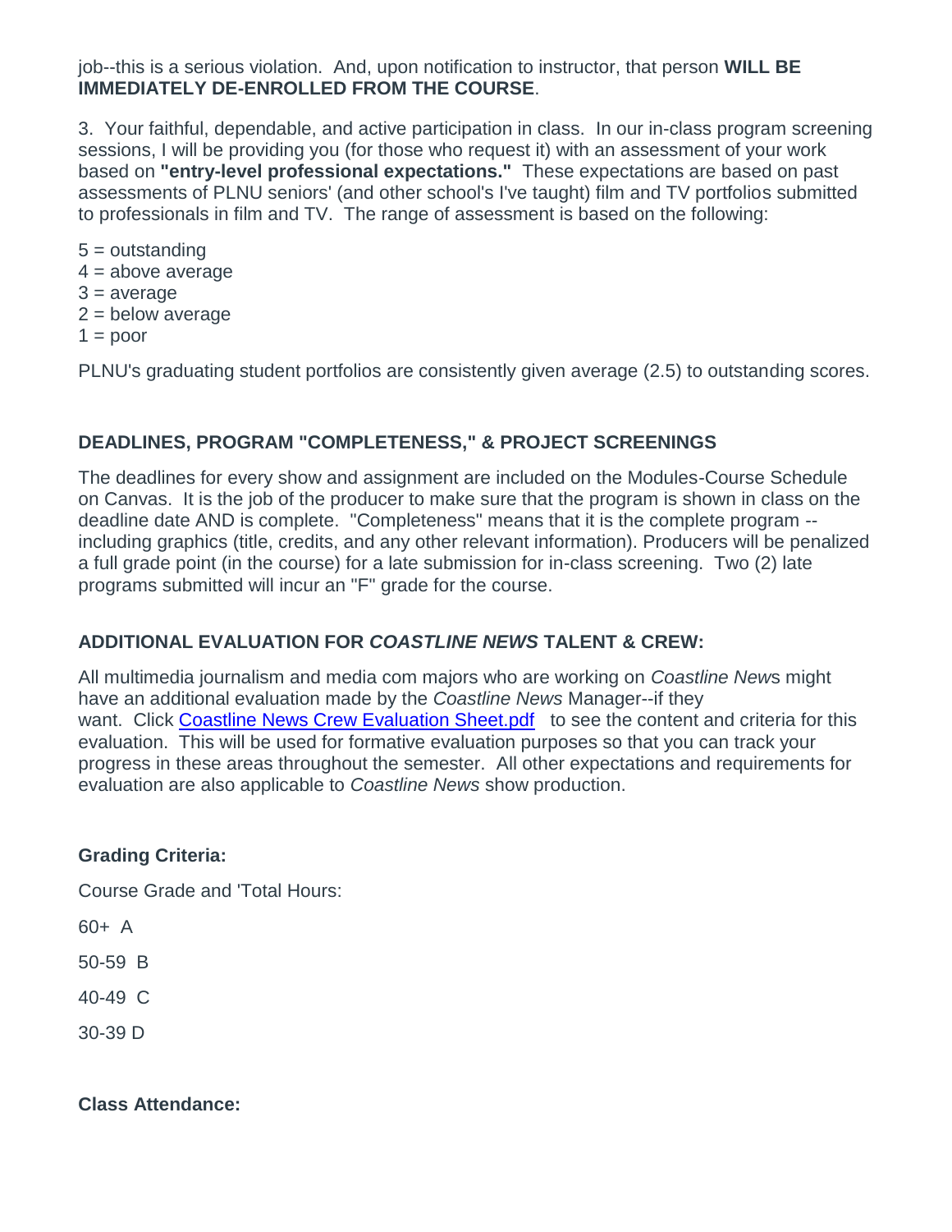job--this is a serious violation. And, upon notification to instructor, that person **WILL BE IMMEDIATELY DE-ENROLLED FROM THE COURSE**.

3. Your faithful, dependable, and active participation in class. In our in-class program screening sessions, I will be providing you (for those who request it) with an assessment of your work based on **"entry-level professional expectations."** These expectations are based on past assessments of PLNU seniors' (and other school's I've taught) film and TV portfolios submitted to professionals in film and TV. The range of assessment is based on the following:

5 = outstanding
4 = above average
3 = average
2 = below average
1 = poor

PLNU's graduating student portfolios are consistently given average (2.5) to outstanding scores.

### DEADLINES, PROGRAM "COMPLETENESS," & PROJECT SCREENINGS

The deadlines for every show and assignment are included on the Modules-Course Schedule on Canvas. It is the job of the producer to make sure that the program is shown in class on the deadline date AND is complete. "Completeness" means that it is the complete program -- including graphics (title, credits, and any other relevant information). Producers will be penalized a full grade point (in the course) for a late submission for in-class screening. Two (2) late programs submitted will incur an "F" grade for the course.

### ADDITIONAL EVALUATION FOR *COASTLINE NEWS* TALENT & CREW:

All multimedia journalism and media com majors who are working on *Coastline News* might have an additional evaluation made by the *Coastline News* Manager--if they want. Click [Coastline News Crew Evaluation Sheet.pdf]() to see the content and criteria for this evaluation. This will be used for formative evaluation purposes so that you can track your progress in these areas throughout the semester. All other expectations and requirements for evaluation are also applicable to *Coastline News* show production.

**Grading Criteria:**

Course Grade and 'Total Hours:

60+ A

50-59 B

40-49 C

30-39 D

**Class Attendance:**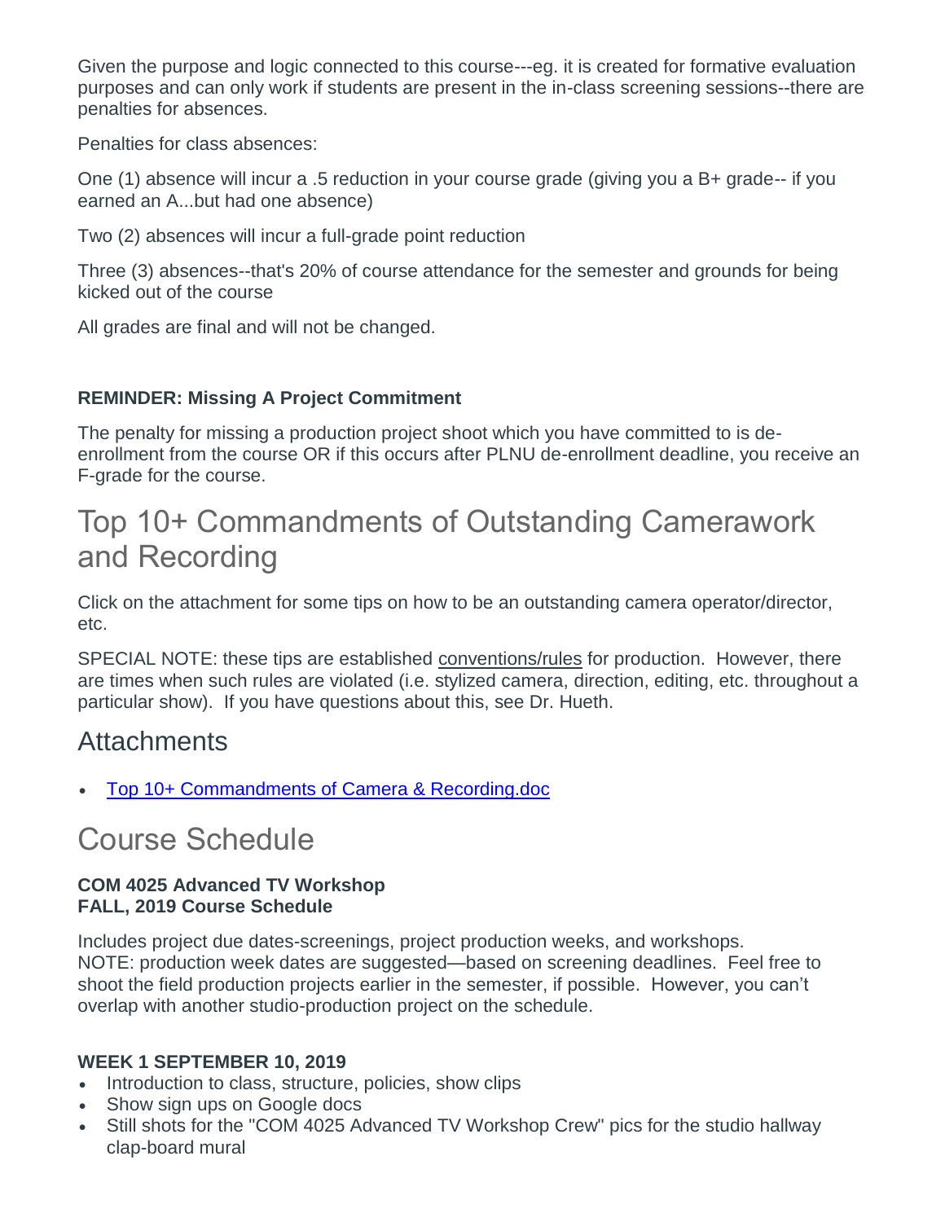Given the purpose and logic connected to this course---eg. it is created for formative evaluation purposes and can only work if students are present in the in-class screening sessions--there are penalties for absences.

Penalties for class absences:

One (1) absence will incur a .5 reduction in your course grade (giving you a B+ grade-- if you earned an A...but had one absence)

Two (2) absences will incur a full-grade point reduction

Three (3) absences--that's 20% of course attendance for the semester and grounds for being kicked out of the course

All grades are final and will not be changed.

**REMINDER: Missing A Project Commitment**

The penalty for missing a production project shoot which you have committed to is de-enrollment from the course OR if this occurs after PLNU de-enrollment deadline, you receive an F-grade for the course.

# Top 10+ Commandments of Outstanding Camerawork and Recording

Click on the attachment for some tips on how to be an outstanding camera operator/director, etc.

SPECIAL NOTE: these tips are established conventions/rules for production. However, there are times when such rules are violated (i.e. stylized camera, direction, editing, etc. throughout a particular show). If you have questions about this, see Dr. Hueth.

## Attachments

- Top 10+ Commandments of Camera & Recording.doc

# Course Schedule

**COM 4025 Advanced TV Workshop**
**FALL, 2019 Course Schedule**

Includes project due dates-screenings, project production weeks, and workshops.
NOTE: production week dates are suggested—based on screening deadlines. Feel free to shoot the field production projects earlier in the semester, if possible. However, you can't overlap with another studio-production project on the schedule.

**WEEK 1 SEPTEMBER 10, 2019**

- Introduction to class, structure, policies, show clips
- Show sign ups on Google docs
- Still shots for the "COM 4025 Advanced TV Workshop Crew" pics for the studio hallway clap-board mural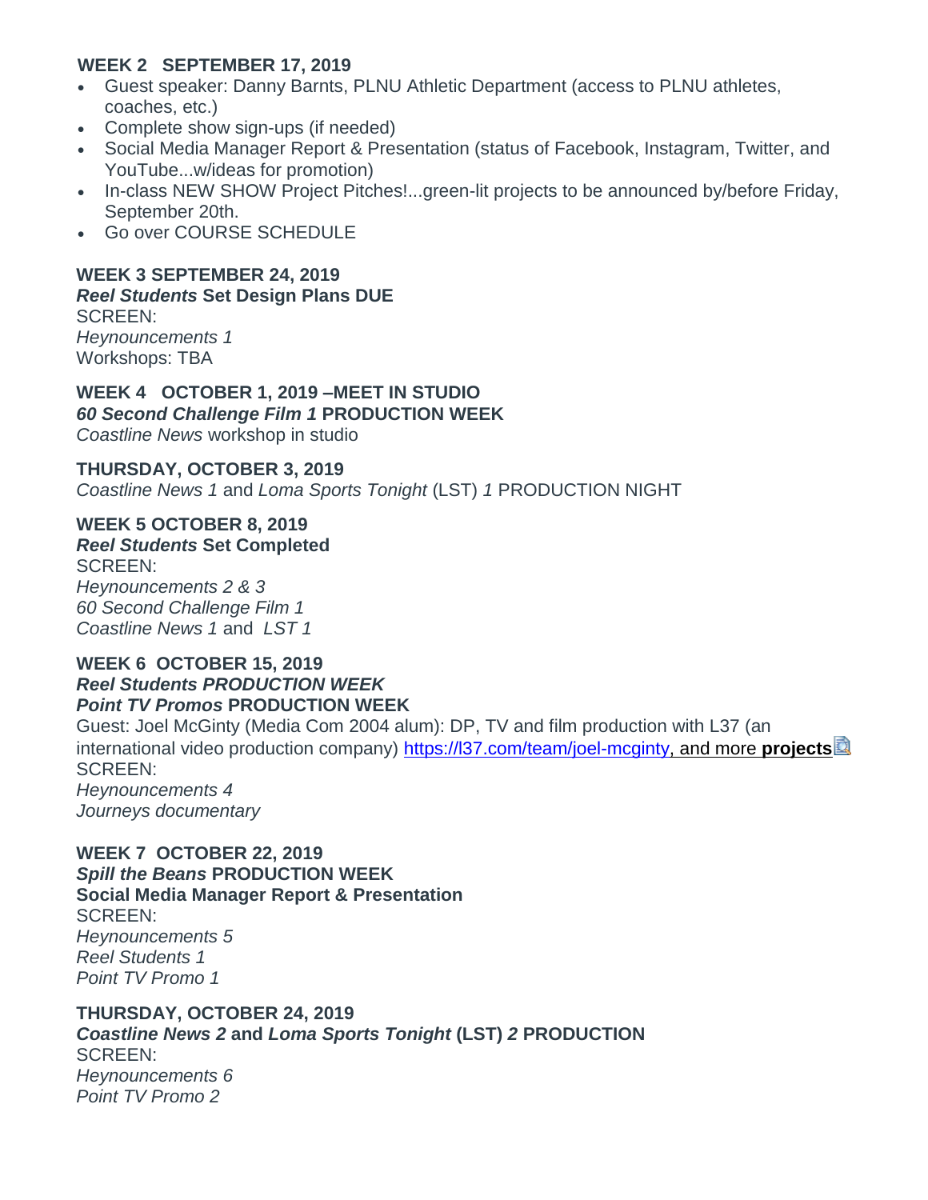**WEEK 2 SEPTEMBER 17, 2019**

- Guest speaker: Danny Barnts, PLNU Athletic Department (access to PLNU athletes, coaches, etc.)
- Complete show sign-ups (if needed)
- Social Media Manager Report & Presentation (status of Facebook, Instagram, Twitter, and YouTube...w/ideas for promotion)
- In-class NEW SHOW Project Pitches!...green-lit projects to be announced by/before Friday, September 20th.
- Go over COURSE SCHEDULE

**WEEK 3 SEPTEMBER 24, 2019**
***Reel Students* Set Design Plans DUE**
SCREEN:
*Heynouncements 1*
Workshops: TBA

**WEEK 4 OCTOBER 1, 2019 –MEET IN STUDIO**
***60 Second Challenge Film 1* PRODUCTION WEEK**
*Coastline News* workshop in studio

**THURSDAY, OCTOBER 3, 2019**
*Coastline News 1* and *Loma Sports Tonight* (LST) *1* PRODUCTION NIGHT

**WEEK 5 OCTOBER 8, 2019**
***Reel Students* Set Completed**
SCREEN:
*Heynouncements 2 & 3*
*60 Second Challenge Film 1*
*Coastline News 1* and *LST 1*

**WEEK 6 OCTOBER 15, 2019**
***Reel Students PRODUCTION WEEK***
***Point TV Promos* PRODUCTION WEEK**
Guest: Joel McGinty (Media Com 2004 alum): DP, TV and film production with L37 (an international video production company) https://l37.com/team/joel-mcginty, and more **projects**
SCREEN:
*Heynouncements 4*
*Journeys documentary*

**WEEK 7 OCTOBER 22, 2019**
***Spill the Beans* PRODUCTION WEEK**
**Social Media Manager Report & Presentation**
SCREEN:
*Heynouncements 5*
*Reel Students 1*
*Point TV Promo 1*

**THURSDAY, OCTOBER 24, 2019**
***Coastline News 2* and *Loma Sports Tonight* (LST) *2* PRODUCTION**
SCREEN:
*Heynouncements 6*
*Point TV Promo 2*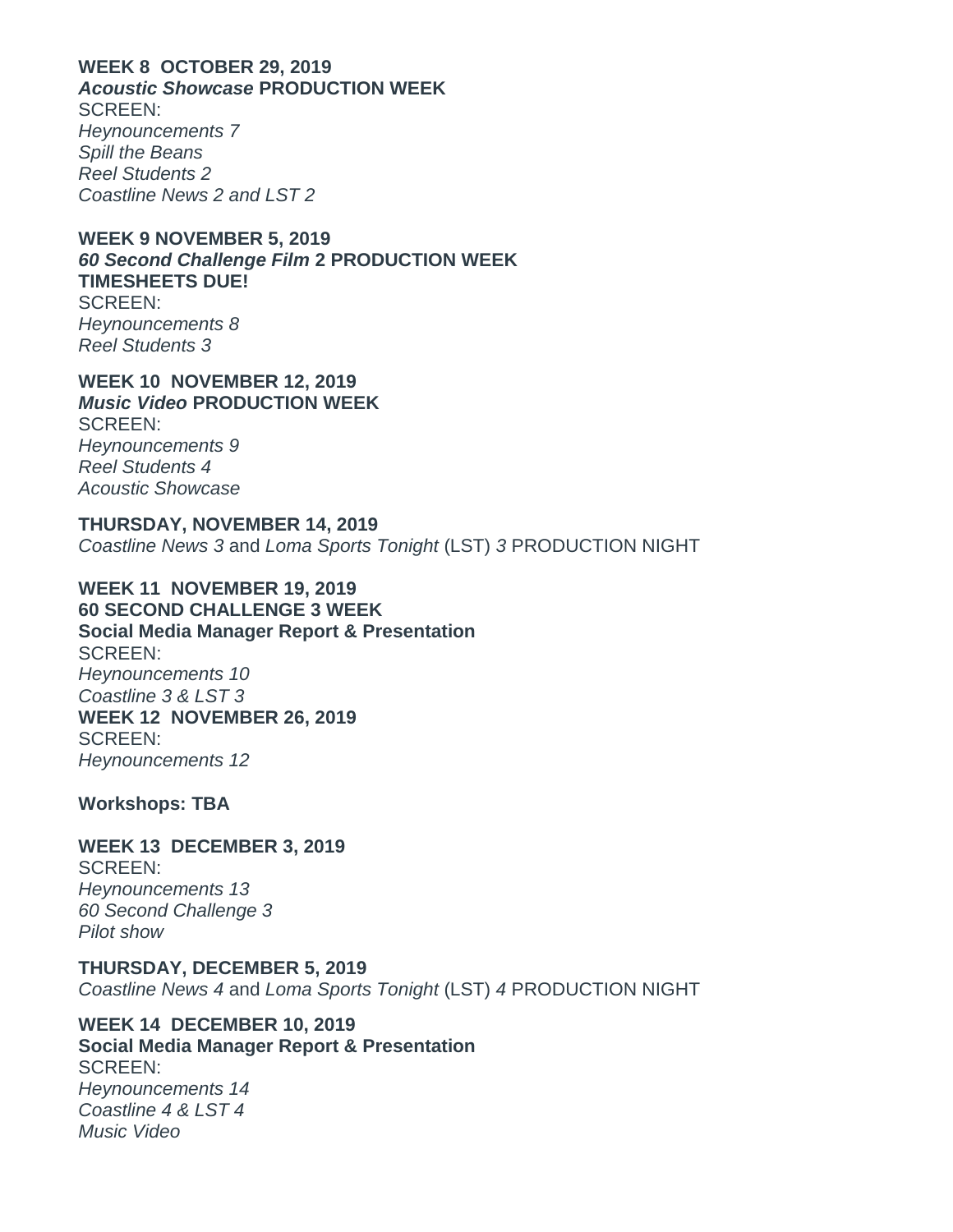**WEEK 8  OCTOBER 29, 2019**
***Acoustic Showcase* PRODUCTION WEEK**
SCREEN:
*Heynouncements 7*
*Spill the Beans*
*Reel Students 2*
*Coastline News 2 and LST 2*

**WEEK 9 NOVEMBER 5, 2019**
***60 Second Challenge Film* 2 PRODUCTION WEEK**
**TIMESHEETS DUE!**
SCREEN:
*Heynouncements 8*
*Reel Students 3*

**WEEK 10  NOVEMBER 12, 2019**
***Music Video* PRODUCTION WEEK**
SCREEN:
*Heynouncements 9*
*Reel Students 4*
*Acoustic Showcase*

**THURSDAY, NOVEMBER 14, 2019**
*Coastline News 3* and *Loma Sports Tonight* (LST) *3* PRODUCTION NIGHT

**WEEK 11  NOVEMBER 19, 2019**
**60 SECOND CHALLENGE 3 WEEK**
**Social Media Manager Report & Presentation**
SCREEN:
*Heynouncements 10*
*Coastline 3 & LST 3*

**WEEK 12  NOVEMBER 26, 2019**
SCREEN:
*Heynouncements 12*

**Workshops: TBA**

**WEEK 13  DECEMBER 3, 2019**
SCREEN:
*Heynouncements 13*
*60 Second Challenge 3*
*Pilot show*

**THURSDAY, DECEMBER 5, 2019**
*Coastline News 4* and *Loma Sports Tonight* (LST) *4* PRODUCTION NIGHT

**WEEK 14  DECEMBER 10, 2019**
**Social Media Manager Report & Presentation**
SCREEN:
*Heynouncements 14*
*Coastline 4 & LST 4*
*Music Video*